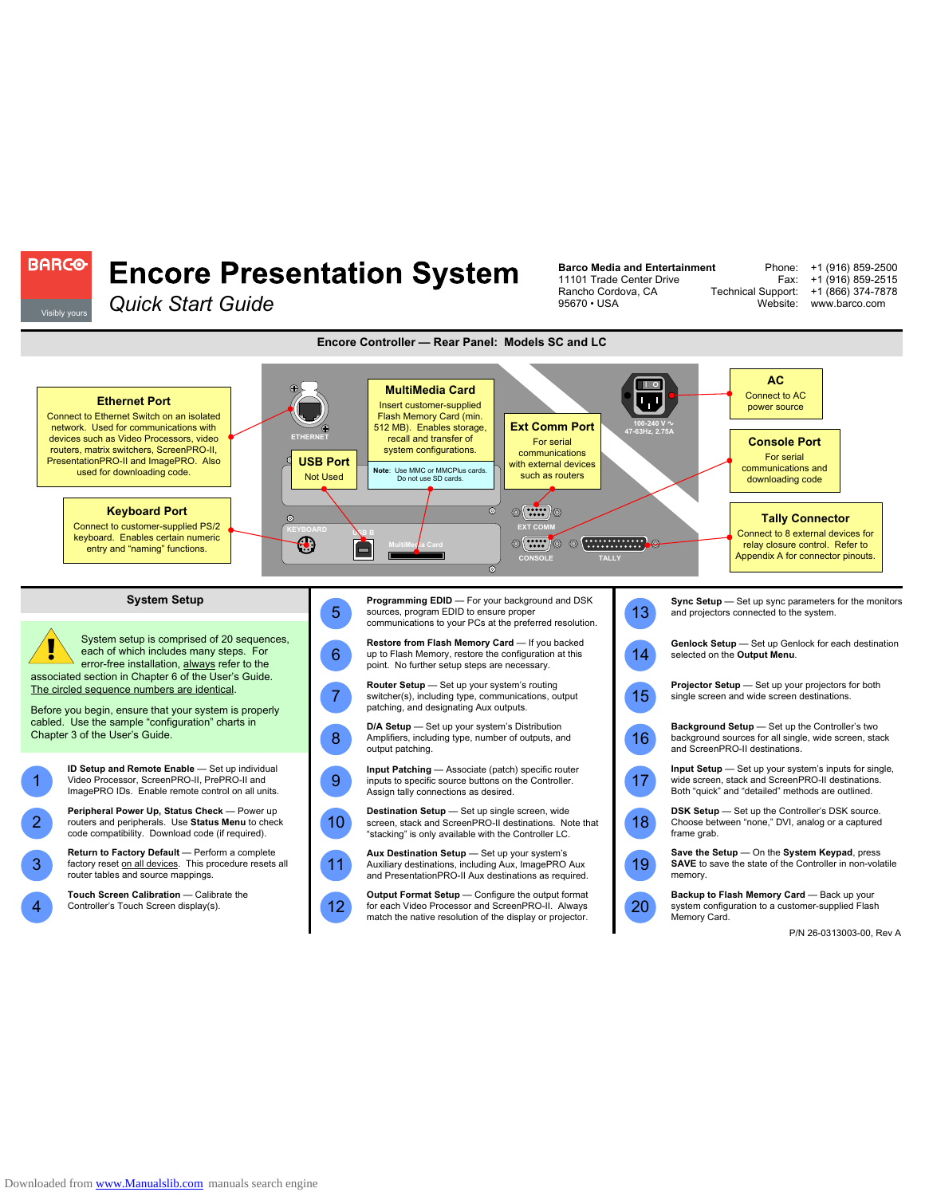# Encore Presentation System

*Quick Start Guide*

**Barco Media and Entertainment**
11101 Trade Center Drive
Rancho Cordova, CA
95670 • USA

Phone: +1 (916) 859-2500
Fax: +1 (916) 859-2515
Technical Support: +1 (866) 374-7878
Website: www.barco.com

## Encore Controller — Rear Panel: Models SC and LC

**Ethernet Port**
Connect to Ethernet Switch on an isolated network. Used for communications with devices such as Video Processors, video routers, matrix switchers, ScreenPRO-II, PresentationPRO-II and ImagePRO. Also used for downloading code.

**Keyboard Port**
Connect to customer-supplied PS/2 keyboard. Enables certain numeric entry and "naming" functions.

**USB Port**
Not Used

**MultiMedia Card**
Insert customer-supplied Flash Memory Card (min. 512 MB). Enables storage, recall and transfer of system configurations.

**Note**: Use MMC or MMCPlus cards. Do not use SD cards.

**Ext Comm Port**
For serial communications with external devices such as routers

**AC**
Connect to AC power source

**Console Port**
For serial communications and downloading code

**Tally Connector**
Connect to 8 external devices for relay closure control. Refer to Appendix A for connector pinouts.

ETHERNET | KEYBOARD | USB B | MultiMedia Card | EXT COMM | CONSOLE | TALLY | 100-240 V ~ 47-63Hz, 2.75A

## System Setup

System setup is comprised of 20 sequences, each of which includes many steps. For error-free installation, always refer to the associated section in Chapter 6 of the User's Guide. The circled sequence numbers are identical.

Before you begin, ensure that your system is properly cabled. Use the sample "configuration" charts in Chapter 3 of the User's Guide.

1. **ID Setup and Remote Enable** — Set up individual Video Processor, ScreenPRO-II, PrePRO-II and ImagePRO IDs. Enable remote control on all units.
2. **Peripheral Power Up, Status Check** — Power up routers and peripherals. Use **Status Menu** to check code compatibility. Download code (if required).
3. **Return to Factory Default** — Perform a complete factory reset on all devices. This procedure resets all router tables and source mappings.
4. **Touch Screen Calibration** — Calibrate the Controller's Touch Screen display(s).
5. **Programming EDID** — For your background and DSK sources, program EDID to ensure proper communications to your PCs at the preferred resolution.
6. **Restore from Flash Memory Card** — If you backed up to Flash Memory, restore the configuration at this point. No further setup steps are necessary.
7. **Router Setup** — Set up your system's routing switcher(s), including type, communications, output patching, and designating Aux outputs.
8. **D/A Setup** — Set up your system's Distribution Amplifiers, including type, number of outputs, and output patching.
9. **Input Patching** — Associate (patch) specific router inputs to specific source buttons on the Controller. Assign tally connections as desired.
10. **Destination Setup** — Set up single screen, wide screen, stack and ScreenPRO-II destinations. Note that "stacking" is only available with the Controller LC.
11. **Aux Destination Setup** — Set up your system's Auxiliary destinations, including Aux, ImagePRO Aux and PresentationPRO-II Aux destinations as required.
12. **Output Format Setup** — Configure the output format for each Video Processor and ScreenPRO-II. Always match the native resolution of the display or projector.
13. **Sync Setup** — Set up sync parameters for the monitors and projectors connected to the system.
14. **Genlock Setup** — Set up Genlock for each destination selected on the **Output Menu**.
15. **Projector Setup** — Set up your projectors for both single screen and wide screen destinations.
16. **Background Setup** — Set up the Controller's two background sources for all single, wide screen, stack and ScreenPRO-II destinations.
17. **Input Setup** — Set up your system's inputs for single, wide screen, stack and ScreenPRO-II destinations. Both "quick" and "detailed" methods are outlined.
18. **DSK Setup** — Set up the Controller's DSK source. Choose between "none," DVI, analog or a captured frame grab.
19. **Save the Setup** — On the **System Keypad**, press **SAVE** to save the state of the Controller in non-volatile memory.
20. **Backup to Flash Memory Card** — Back up your system configuration to a customer-supplied Flash Memory Card.

P/N 26-0313003-00, Rev A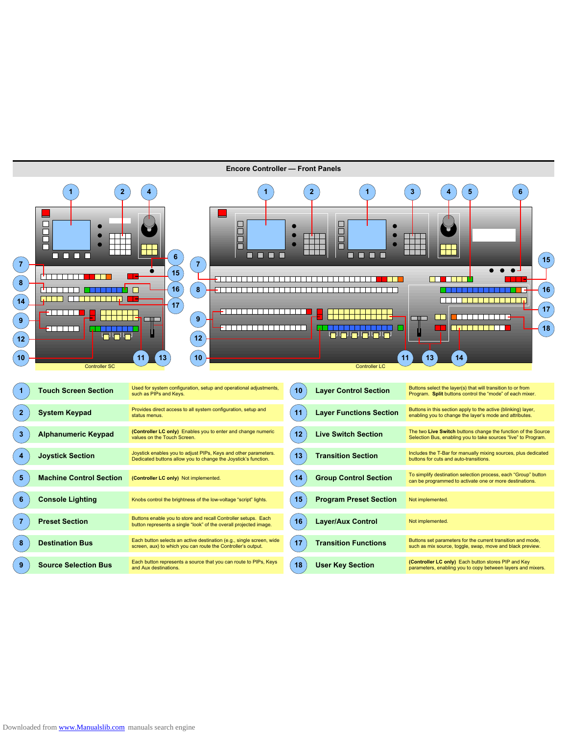## Encore Controller — Front Panels

Controller SC

Controller LC

| # | Section | Description |
|---|---|---|
| 1 | **Touch Screen Section** | Used for system configuration, setup and operational adjustments, such as PIPs and Keys. |
| 2 | **System Keypad** | Provides direct access to all system configuration, setup and status menus. |
| 3 | **Alphanumeric Keypad** | **(Controller LC only)** Enables you to enter and change numeric values on the Touch Screen. |
| 4 | **Joystick Section** | Joystick enables you to adjust PIPs, Keys and other parameters. Dedicated buttons allow you to change the Joystick's function. |
| 5 | **Machine Control Section** | **(Controller LC only)** Not implemented. |
| 6 | **Console Lighting** | Knobs control the brightness of the low-voltage "script" lights. |
| 7 | **Preset Section** | Buttons enable you to store and recall Controller setups. Each button represents a single "look" of the overall projected image. |
| 8 | **Destination Bus** | Each button selects an active destination (e.g., single screen, wide screen, aux) to which you can route the Controller's output. |
| 9 | **Source Selection Bus** | Each button represents a source that you can route to PIPs, Keys and Aux destinations. |
| 10 | **Layer Control Section** | Buttons select the layer(s) that will transition to or from Program. **Split** buttons control the "mode" of each mixer. |
| 11 | **Layer Functions Section** | Buttons in this section apply to the active (blinking) layer, enabling you to change the layer's mode and attributes. |
| 12 | **Live Switch Section** | The two **Live Switch** buttons change the function of the Source Selection Bus, enabling you to take sources "live" to Program. |
| 13 | **Transition Section** | Includes the T-Bar for manually mixing sources, plus dedicated buttons for cuts and auto-transitions. |
| 14 | **Group Control Section** | To simplify destination selection process, each "Group" button can be programmed to activate one or more destinations. |
| 15 | **Program Preset Section** | Not implemented. |
| 16 | **Layer/Aux Control** | Not implemented. |
| 17 | **Transition Functions** | Buttons set parameters for the current transition and mode, such as mix source, toggle, swap, move and black preview. |
| 18 | **User Key Section** | **(Controller LC only)** Each button stores PIP and Key parameters, enabling you to copy between layers and mixers. |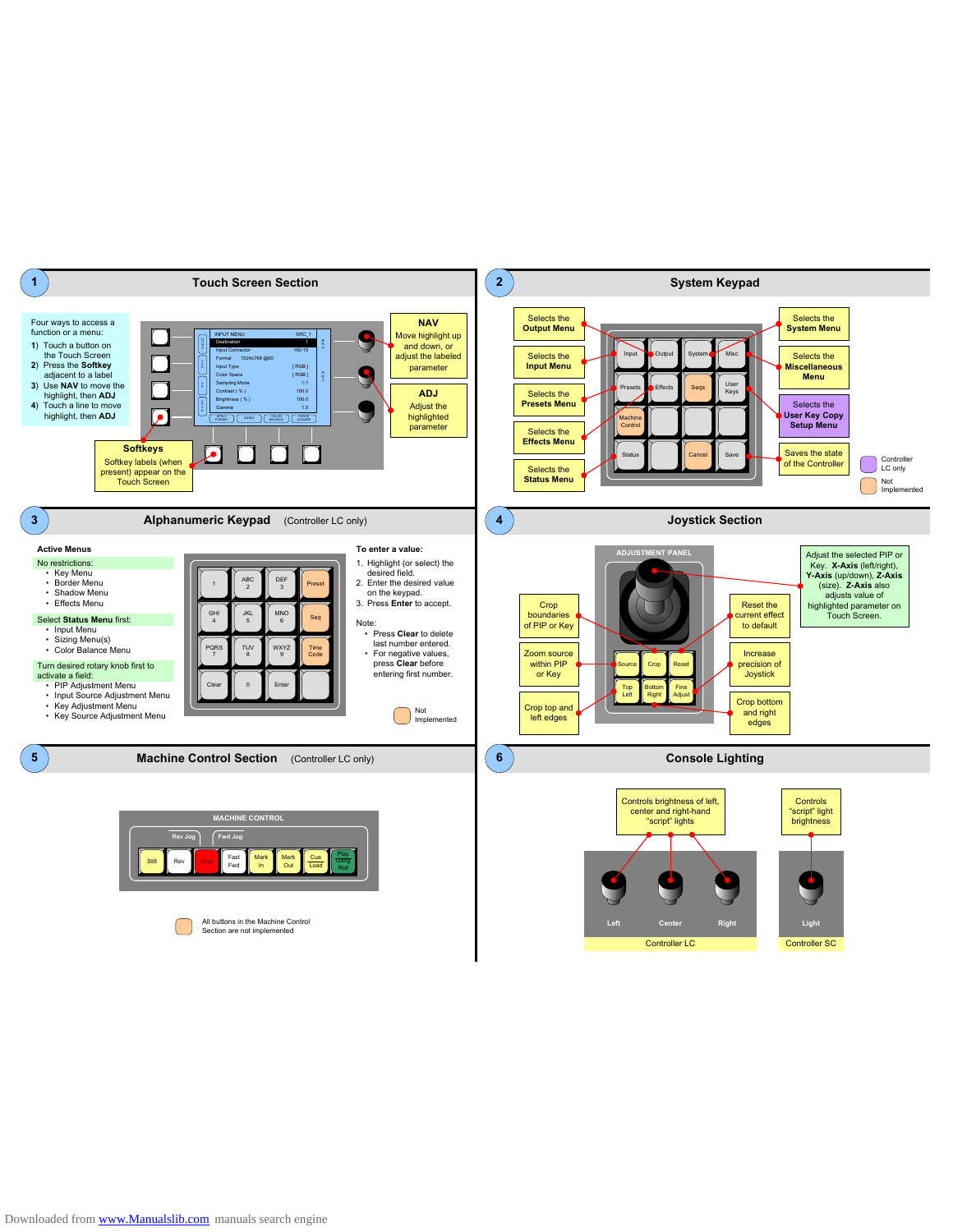## 1 Touch Screen Section

Four ways to access a function or a menu:

1) Touch a button on the Touch Screen
2) Press the **Softkey** adjacent to a label
3) Use **NAV** to move the highlight, then **ADJ**
4) Touch a line to move highlight, then **ADJ**

**NAV**
Move highlight up and down, or adjust the labeled parameter

**ADJ**
Adjust the highlighted parameter

**Softkeys**
Softkey labels (when present) appear on the Touch Screen

INPUT MENU SRC_1
Destination 1
Input Connector HD-15
Format 1024x768 @60
Input Type [ RGB ]
Color Space [ RGB ]
Sampling Mode 1:1
Contrast ( % ) 100.0
Brightness ( % ) 100.0
Gamma 1.0

## 2 System Keypad

- Selects the **Output Menu**
- Selects the **Input Menu**
- Selects the **Presets Menu**
- Selects the **Effects Menu**
- Selects the **Status Menu**
- Selects the **System Menu**
- Selects the **Miscellaneous Menu**
- Selects the **User Key Copy Setup Menu**
- Saves the state of the Controller

Keys: Input, Output, System, Misc, Presets, Effects, Seqs, User Keys, Machine Control, Status, Cancel, Save

Controller LC only

Not Implemented

## 3 Alphanumeric Keypad (Controller LC only)

**Active Menus**

No restrictions:
- Key Menu
- Border Menu
- Shadow Menu
- Effects Menu

Select **Status Menu** first:
- Input Menu
- Sizing Menu(s)
- Color Balance Menu

Turn desired rotary knob first to activate a field:
- PIP Adjustment Menu
- Input Source Adjustment Menu
- Key Adjustment Menu
- Key Source Adjustment Menu

Keys: 1, ABC 2, DEF 3, Preset, GHI 4, JKL 5, MNO 6, Seq, PQRS 7, TUV 8, WXYZ 9, Time Code, Clear, 0, Enter

**To enter a value:**
1. Highlight (or select) the desired field.
2. Enter the desired value on the keypad.
3. Press **Enter** to accept.

Note:
- Press **Clear** to delete last number entered.
- For negative values, press **Clear** before entering first number.

Not Implemented

## 4 Joystick Section

ADJUSTMENT PANEL

- Adjust the selected PIP or Key. **X-Axis** (left/right), **Y-Axis** (up/down), **Z-Axis** (size). **Z-Axis** also adjusts value of highlighted parameter on Touch Screen.
- Crop boundaries of PIP or Key
- Zoom source within PIP or Key
- Crop top and left edges
- Reset the current effect to default
- Increase precision of Joystick
- Crop bottom and right edges

Keys: Source, Crop, Reset, Top Left, Bottom Right, Fine Adjust

## 5 Machine Control Section (Controller LC only)

MACHINE CONTROL

Rev Jog, Fwd Jog

Still, Rev, Stop, Fast Fwd, Mark In, Mark Out, Cue Load, Play Gang Roll

All buttons in the Machine Control Section are not implemented

## 6 Console Lighting

- Controls brightness of left, center and right-hand "script" lights
- Controls "script" light brightness

Left, Center, Right — Controller LC

Light — Controller SC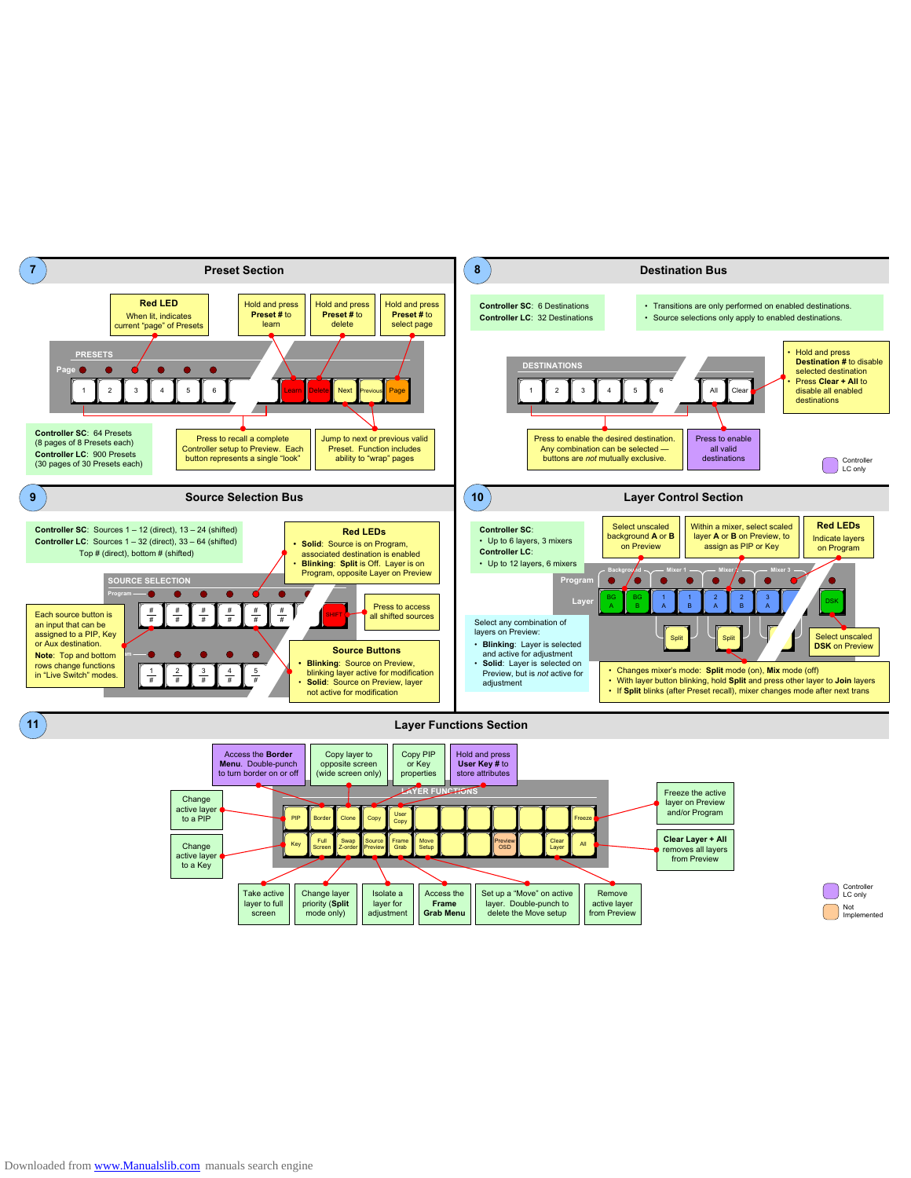## 7 Preset Section

**Red LED**
When lit, indicates current "page" of Presets

Hold and press **Preset #** to learn

Hold and press **Preset #** to delete

Hold and press **Preset #** to select page

PRESETS

Page

1 2 3 4 5 6 Learn Delete Next Previous Page

**Controller SC**: 64 Presets (8 pages of 8 Presets each)
**Controller LC**: 900 Presets (30 pages of 30 Presets each)

Press to recall a complete Controller setup to Preview. Each button represents a single "look"

Jump to next or previous valid Preset. Function includes ability to "wrap" pages

## 8 Destination Bus

**Controller SC**: 6 Destinations
**Controller LC**: 32 Destinations

- Transitions are only performed on enabled destinations.
- Source selections only apply to enabled destinations.

- Hold and press **Destination #** to disable selected destination
- Press **Clear + All** to disable all enabled destinations

DESTINATIONS

1 2 3 4 5 6 All Clear

Press to enable the desired destination. Any combination can be selected — buttons are *not* mutually exclusive.

Press to enable all valid destinations

Controller LC only

## 9 Source Selection Bus

**Controller SC**: Sources 1 – 12 (direct), 13 – 24 (shifted)
**Controller LC**: Sources 1 – 32 (direct), 33 – 64 (shifted)
Top # (direct), bottom # (shifted)

**Red LEDs**
- **Solid**: Source is on Program, associated destination is enabled
- **Blinking**: **Split** is Off. Layer is on Program, opposite Layer on Preview

SOURCE SELECTION

Program

SHIFT

Press to access all shifted sources

Each source button is an input that can be assigned to a PIP, Key or Aux destination.
**Note**: Top and bottom rows change functions in "Live Switch" modes.

**Source Buttons**
- **Blinking**: Source on Preview, blinking layer active for modification
- **Solid**: Source on Preview, layer not active for modification

## 10 Layer Control Section

**Controller SC**:
- Up to 6 layers, 3 mixers

**Controller LC**:
- Up to 12 layers, 6 mixers

Select unscaled background **A** or **B** on Preview

Within a mixer, select scaled layer **A** or **B** on Preview, to assign as PIP or Key

**Red LEDs**
Indicate layers on Program

Background — Mixer 1 — Mixer — Mixer 3

Program

Layer

BG A, BG B, 1 A, 1 B, 2 A, 2 B, 3 A, DSK

Split Split

Select any combination of layers on Preview:
- **Blinking**: Layer is selected and active for adjustment
- **Solid**: Layer is selected on Preview, but is *not* active for adjustment

Select unscaled **DSK** on Preview

- Changes mixer's mode: **Split** mode (on), **Mix** mode (off)
- With layer button blinking, hold **Split** and press other layer to **Join** layers
- If **Split** blinks (after Preset recall), mixer changes mode after next trans

## 11 Layer Functions Section

Access the **Border Menu**. Double-punch to turn border on or off

Copy layer to opposite screen (wide screen only)

Copy PIP or Key properties

Hold and press **User Key #** to store attributes

LAYER FUNCTIONS

PIP Border Clone Copy User Copy Freeze
Key Full Screen Swap Z-order Source Preview Frame Grab Move Setup Preview OSD Clear Layer All

Change active layer to a PIP

Change active layer to a Key

Freeze the active layer on Preview and/or Program

**Clear Layer + All** removes all layers from Preview

Take active layer to full screen

Change layer priority (**Split** mode only)

Isolate a layer for adjustment

Access the **Frame Grab Menu**

Set up a "Move" on active layer. Double-punch to delete the Move setup

Remove active layer from Preview

Controller LC only

Not Implemented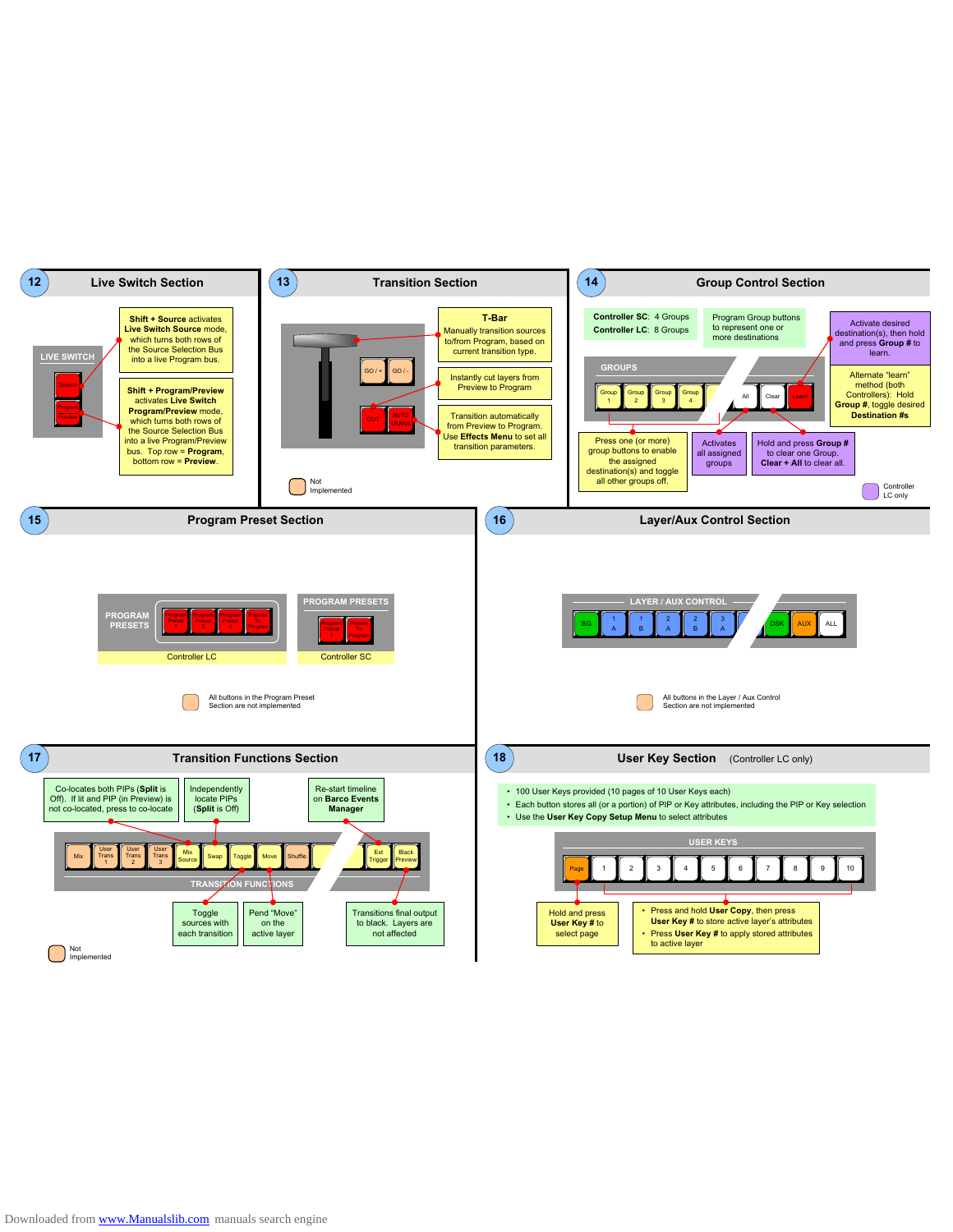## 12 Live Switch Section

LIVE SWITCH

Source

Program

Preview

**Shift + Source** activates **Live Switch Source** mode, which turns both rows of the Source Selection Bus into a live Program bus.

**Shift + Program/Preview** activates **Live Switch Program/Preview** mode, which turns both rows of the Source Selection Bus into a live Program/Preview bus. Top row = **Program**, bottom row = **Preview**.

## 13 Transition Section

GO / + GO / -

CUT AUTO TRANS

**T-Bar**
Manually transition sources to/from Program, based on current transition type.

Instantly cut layers from Preview to Program

Transition automatically from Preview to Program. Use **Effects Menu** to set all transition parameters.

Not Implemented

## 14 Group Control Section

**Controller SC**: 4 Groups
**Controller LC**: 8 Groups

Program Group buttons to represent one or more destinations

Activate desired destination(s), then hold and press **Group #** to learn.

Alternate "learn" method (both Controllers): Hold **Group #**, toggle desired **Destination #s**

GROUPS

Group 1 | Group 2 | Group 3 | Group 4 | All | Clear | Learn

Press one (or more) group buttons to enable the assigned destination(s) and toggle all other groups off.

Activates all assigned groups

Hold and press **Group #** to clear one Group. **Clear + All** to clear all.

Controller LC only

## 15 Program Preset Section

PROGRAM PRESETS

Program Preset 1 | Program Preset 2 | Program Preset 3 | Presets To Program

Controller LC

PROGRAM PRESETS

Program Preset 1 | Presets To Program

Controller SC

All buttons in the Program Preset Section are not implemented

## 16 Layer/Aux Control Section

LAYER / AUX CONTROL

BG | 1 A | 1 B | 2 A | 2 B | 3 A | DSK | AUX | ALL

All buttons in the Layer / Aux Control Section are not implemented

## 17 Transition Functions Section

Co-locates both PIPs (**Split** is Off). If lit and PIP (in Preview) is not co-located, press to co-locate

Independently locate PIPs (**Split** is Off)

Re-start timeline on **Barco Events Manager**

Mix | User Trans 1 | User Trans 2 | User Trans 3 | Mix Source | Swap | Toggle | Move | Shuffle | Ext Trigger | Black Preview

TRANSITION FUNCTIONS

Toggle sources with each transition

Pend "Move" on the active layer

Transitions final output to black. Layers are not affected

Not Implemented

## 18 User Key Section (Controller LC only)

- 100 User Keys provided (10 pages of 10 User Keys each)
- Each button stores all (or a portion) of PIP or Key attributes, including the PIP or Key selection
- Use the **User Key Copy Setup Menu** to select attributes

USER KEYS

Page | 1 | 2 | 3 | 4 | 5 | 6 | 7 | 8 | 9 | 10

Hold and press **User Key #** to select page

- Press and hold **User Copy**, then press **User Key #** to store active layer's attributes
- Press **User Key #** to apply stored attributes to active layer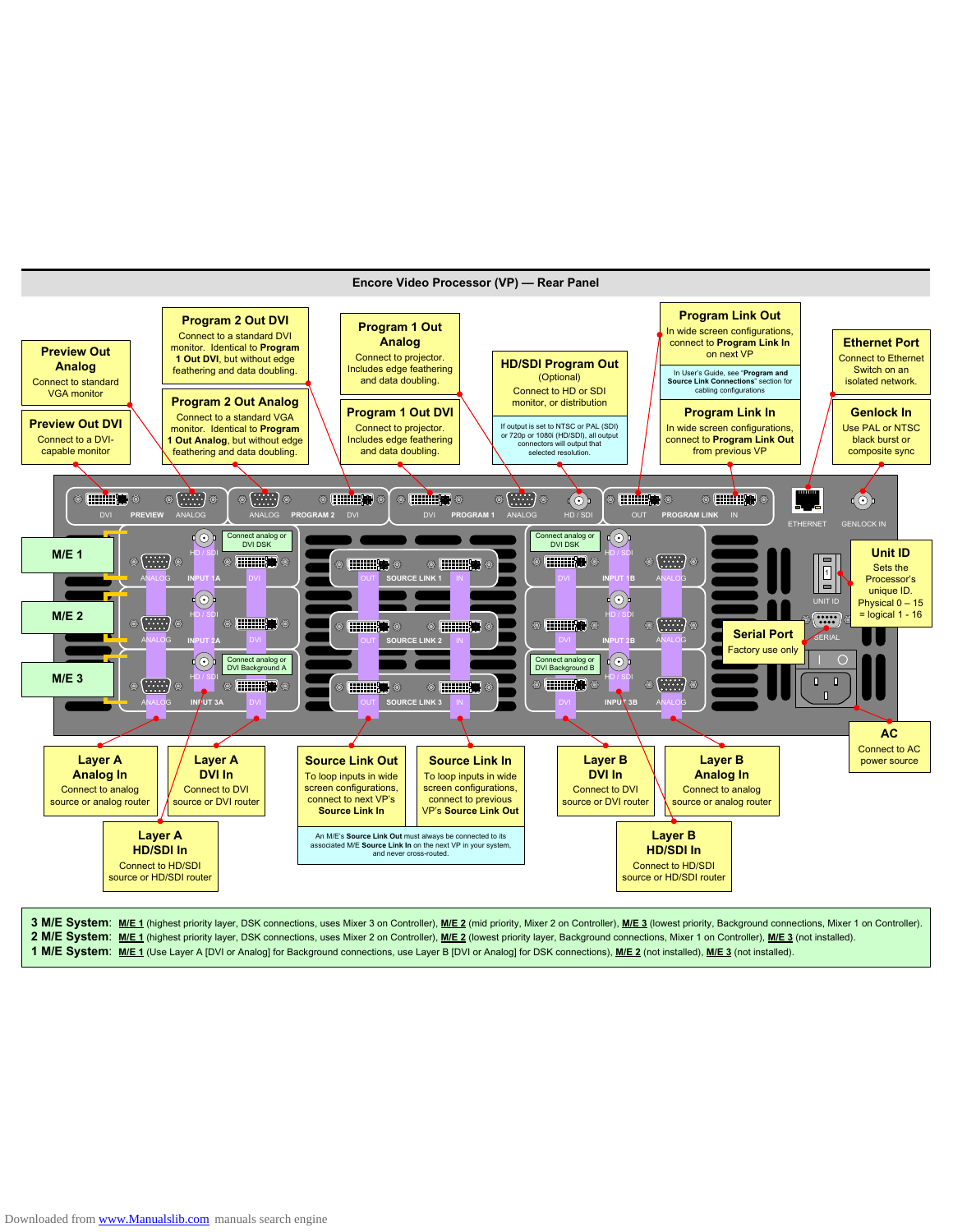## Encore Video Processor (VP) — Rear Panel

**Preview Out Analog**
Connect to standard VGA monitor

**Preview Out DVI**
Connect to a DVI-capable monitor

**Program 2 Out DVI**
Connect to a standard DVI monitor. Identical to **Program 1 Out DVI**, but without edge feathering and data doubling.

**Program 2 Out Analog**
Connect to a standard VGA monitor. Identical to **Program 1 Out Analog**, but without edge feathering and data doubling.

**Program 1 Out Analog**
Connect to projector. Includes edge feathering and data doubling.

**Program 1 Out DVI**
Connect to projector. Includes edge feathering and data doubling.

**HD/SDI Program Out**
(Optional)
Connect to HD or SDI monitor, or distribution

If output is set to NTSC or PAL (SDI) or 720p or 1080i (HD/SDI), all output connectors will output that selected resolution.

**Program Link Out**
In wide screen configurations, connect to **Program Link In** on next VP

In User's Guide, see "**Program and Source Link Connections**" section for cabling configurations

**Program Link In**
In wide screen configurations, connect to **Program Link Out** from previous VP

**Ethernet Port**
Connect to Ethernet Switch on an isolated network.

**Genlock In**
Use PAL or NTSC black burst or composite sync

**Unit ID**
Sets the Processor's unique ID. Physical 0 – 15 = logical 1 - 16

**Serial Port**
Factory use only

**AC**
Connect to AC power source

**M/E 1**

**M/E 2**

**M/E 3**

Connect analog or DVI DSK

Connect analog or DVI Background A

Connect analog or DVI Background B

**Layer A Analog In**
Connect to analog source or analog router

**Layer A DVI In**
Connect to DVI source or DVI router

**Layer A HD/SDI In**
Connect to HD/SDI source or HD/SDI router

**Source Link Out**
To loop inputs in wide screen configurations, connect to next VP's **Source Link In**

**Source Link In**
To loop inputs in wide screen configurations, connect to previous VP's **Source Link Out**

An M/E's **Source Link Out** must always be connected to its associated M/E **Source Link In** on the next VP in your system, and never cross-routed.

**Layer B DVI In**
Connect to DVI source or DVI router

**Layer B Analog In**
Connect to analog source or analog router

**Layer B HD/SDI In**
Connect to HD/SDI source or HD/SDI router

**3 M/E System**: M/E 1 (highest priority layer, DSK connections, uses Mixer 3 on Controller), M/E 2 (mid priority, Mixer 2 on Controller), M/E 3 (lowest priority, Background connections, Mixer 1 on Controller).
**2 M/E System**: M/E 1 (highest priority layer, DSK connections, uses Mixer 2 on Controller), M/E 2 (lowest priority layer, Background connections, Mixer 1 on Controller), M/E 3 (not installed).
**1 M/E System**: M/E 1 (Use Layer A [DVI or Analog] for Background connections, use Layer B [DVI or Analog] for DSK connections), M/E 2 (not installed), M/E 3 (not installed).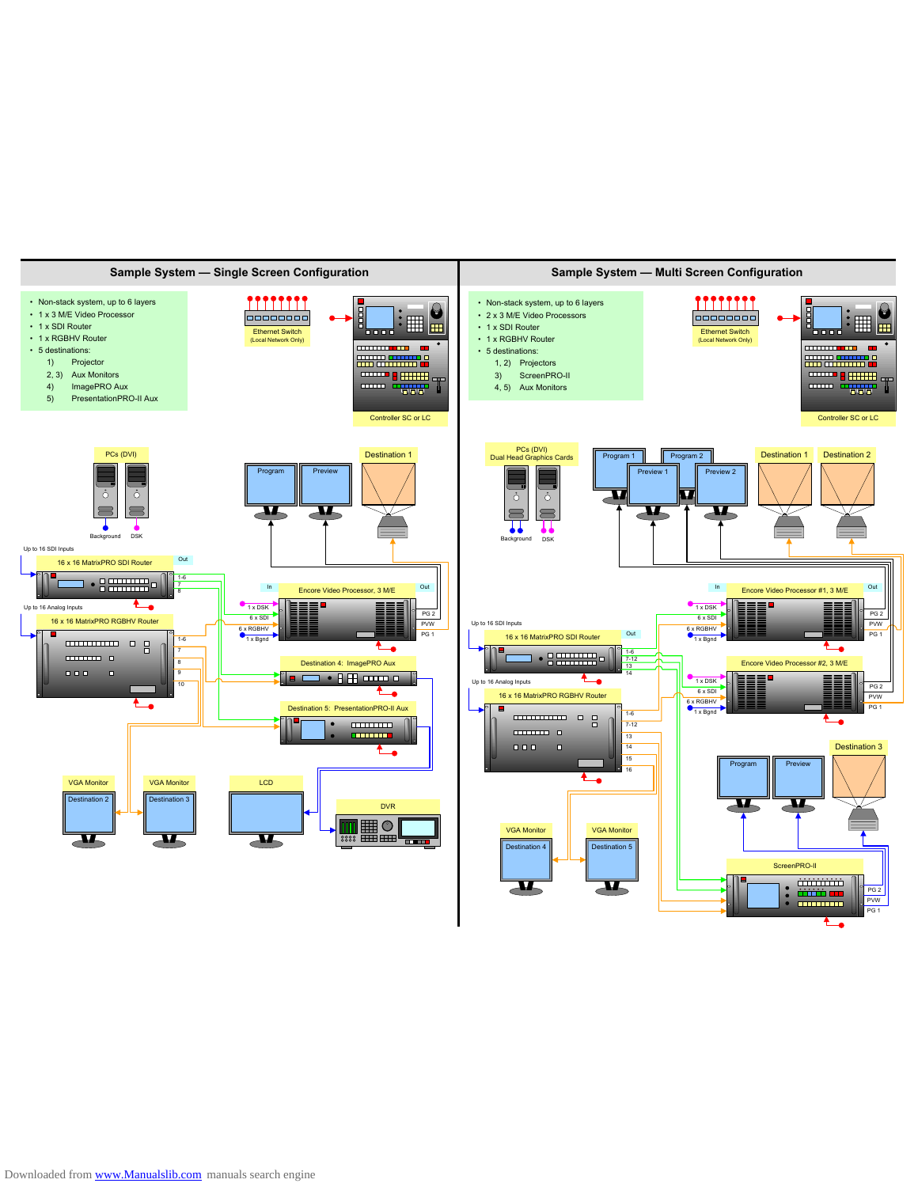## Sample System — Single Screen Configuration

- Non-stack system, up to 6 layers
- 1 x 3 M/E Video Processor
- 1 x SDI Router
- 1 x RGBHV Router
- 5 destinations:
  - 1) Projector
  - 2, 3) Aux Monitors
  - 4) ImagePRO Aux
  - 5) PresentationPRO-II Aux

Ethernet Switch (Local Network Only)

Controller SC or LC

PCs (DVI)

Background DSK

Program Preview Destination 1

Up to 16 SDI Inputs

16 x 16 MatrixPRO SDI Router Out

1-6 7 8

Up to 16 Analog Inputs

16 x 16 MatrixPRO RGBHV Router

1-6 7 8 9 10

In Encore Video Processor, 3 M/E Out

1 x DSK 6 x SDI 6 x RGBHV 1 x Bgnd

PG 2 PVW PG 1

Destination 4: ImagePRO Aux

Destination 5: PresentationPRO-II Aux

VGA Monitor Destination 2

VGA Monitor Destination 3

LCD

DVR

## Sample System — Multi Screen Configuration

- Non-stack system, up to 6 layers
- 2 x 3 M/E Video Processors
- 1 x SDI Router
- 1 x RGBHV Router
- 5 destinations:
  - 1, 2) Projectors
  - 3) ScreenPRO-II
  - 4, 5) Aux Monitors

Ethernet Switch (Local Network Only)

Controller SC or LC

PCs (DVI) Dual Head Graphics Cards

Background DSK

Program 1 Program 2 Preview 1 Preview 2 Destination 1 Destination 2

In Encore Video Processor #1, 3 M/E Out

1 x DSK 6 x SDI 6 x RGBHV 1 x Bgnd

PG 2 PVW PG 1

Up to 16 SDI Inputs

16 x 16 MatrixPRO SDI Router Out

1-6 7-12 13 14

Encore Video Processor #2, 3 M/E

1 x DSK 6 x SDI 6 x RGBHV 1 x Bgnd

PG 2 PVW PG 1

Up to 16 Analog Inputs

16 x 16 MatrixPRO RGBHV Router

1-6 7-12 13 14 15 16

Program Preview Destination 3

VGA Monitor Destination 4

VGA Monitor Destination 5

ScreenPRO-II

PG 2 PVW PG 1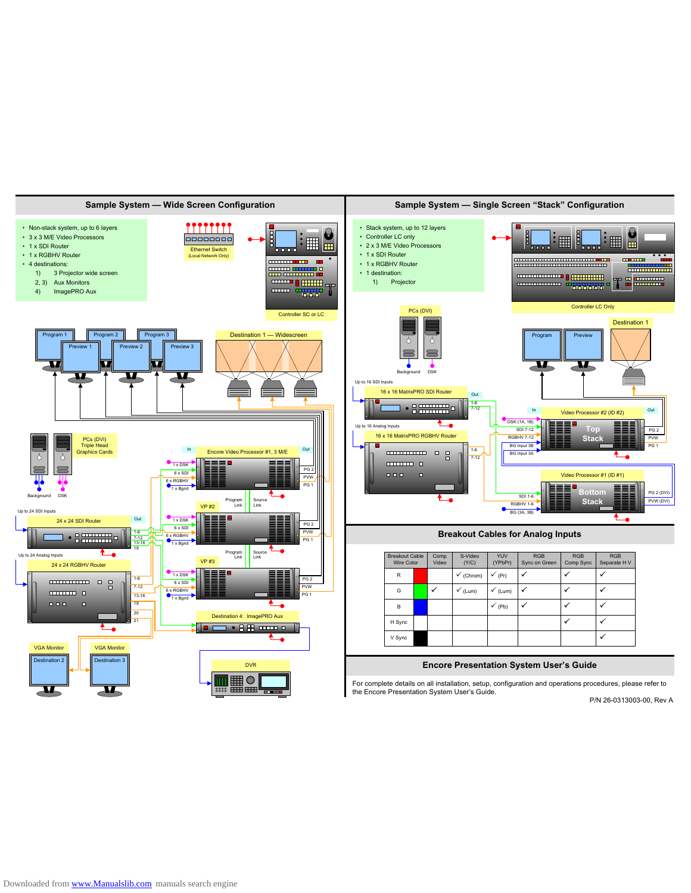## Sample System — Wide Screen Configuration

- Non-stack system, up to 6 layers
- 3 x 3 M/E Video Processors
- 1 x SDI Router
- 1 x RGBHV Router
- 4 destinations:
  1) 3 Projector wide screen
  2, 3) Aux Monitors
  4) ImagePRO Aux

Ethernet Switch
(Local Network Only)

Controller SC or LC

Program 1
Program 2
Program 3
Preview 1
Preview 2
Preview 3

Destination 1 — Widescreen

PCs (DVI)
Triple Head
Graphics Cards

Background
DSK

Encore Video Processor #1, 3 M/E

In
Out

1 x DSK
6 x SDI
6 x RGBHV
1 x Bgnd

PG 2
PVW
PG 1

Program Link
Source Link

VP #2

VP #3

Up to 24 SDI Inputs

24 x 24 SDI Router

1-6
7-12
13-18
19

Up to 24 Analog Inputs

24 x 24 RGBHV Router

1-6
7-12
13-18
19
20
21

Destination 4: ImagePRO Aux

VGA Monitor
Destination 2
VGA Monitor
Destination 3

DVR

## Sample System — Single Screen “Stack” Configuration

- Stack system, up to 12 layers
- Controller LC only
- 2 x 3 M/E Video Processors
- 1 x SDI Router
- 1 x RGBHV Router
- 1 destination:
  1) Projector

Controller LC Only

PCs (DVI)

Background
DSK

Up to 16 SDI Inputs

16 x 16 MatrixPRO SDI Router

Out
1-6
7-12

Up to 16 Analog Inputs

16 x 16 MatrixPRO RGBHV Router

1-6
7-12

Program
Preview
Destination 1

Video Processor #2 (ID #2)

In
Out

DSK (1A, 1B)
SDI 7-12
RGBHV 7-12
BG Input 3B
BG Input 3A

Top Stack

PG 2
PVW
PG 1

Video Processor #1 (ID #1)

SDI 1-6
RGBHV 1-6
BG (3A, 3B)

Bottom Stack

PG 2 (DVI)
PVW (DVI)

## Breakout Cables for Analog Inputs

| Breakout Cable Wire Color | | Comp Video | S-Video (Y/C) | YUV (YPbPr) | RGB Sync on Green | RGB Comp Sync | RGB Separate H V |
|---|---|---|---|---|---|---|---|
| R | (red) | | ✓ (Chrom) | ✓ (Pr) | ✓ | ✓ | ✓ |
| G | (green) | ✓ | ✓ (Lum) | ✓ (Lum) | ✓ | ✓ | ✓ |
| B | (blue) | | | ✓ (Pb) | ✓ | ✓ | ✓ |
| H Sync | (white) | | | | | ✓ | ✓ |
| V Sync | (black) | | | | | | ✓ |

## Encore Presentation System User’s Guide

For complete details on all installation, setup, configuration and operations procedures, please refer to the Encore Presentation System User’s Guide.

P/N 26-0313003-00, Rev A